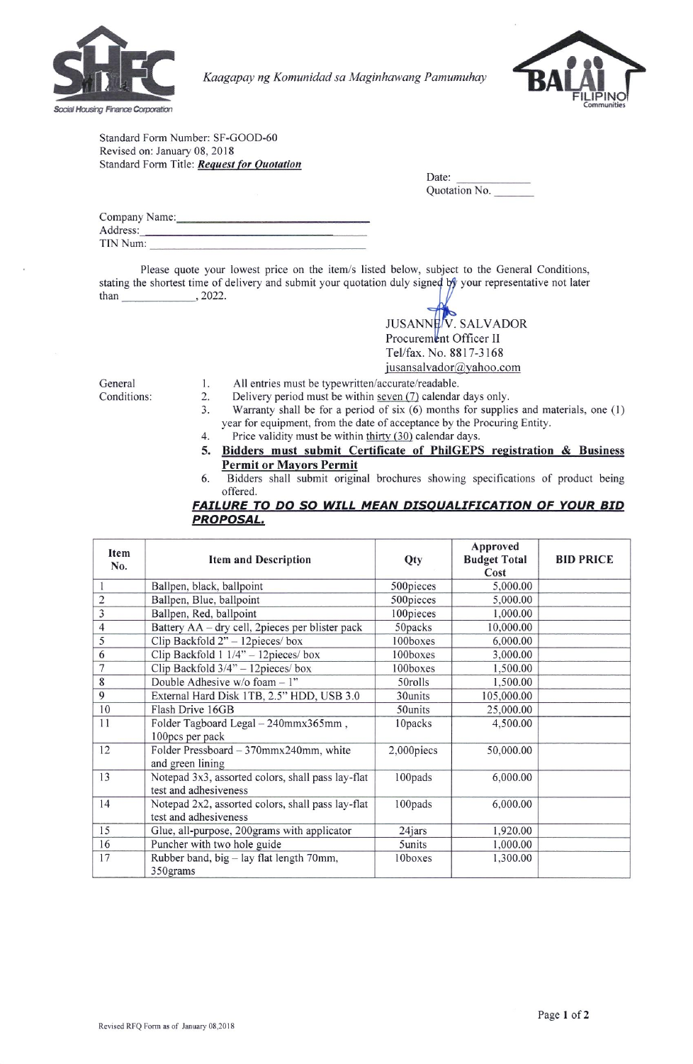SHFC

Social Housing Finance Corporation

*Kaagapay ng Komunidad sa Maginhawang Pamumuhay*

BALAI FILIPINO Communities

Standard Form Number: SF-GOOD-60
Revised on: January 08, 2018
Standard Form Title: ***Request for Quotation***

Date: ____________
Quotation No. _______

Company Name: ______________________________
Address: ______________________________
TIN Num: ______________________________

Please quote your lowest price on the item/s listed below, subject to the General Conditions, stating the shortest time of delivery and submit your quotation duly signed by your representative not later than ____________, 2022.

JUSANNE V. SALVADOR
Procurement Officer II
Tel/fax. No. 8817-3168
jusansalvador@yahoo.com

General Conditions:

1. All entries must be typewritten/accurate/readable.
2. Delivery period must be within seven (7) calendar days only.
3. Warranty shall be for a period of six (6) months for supplies and materials, one (1) year for equipment, from the date of acceptance by the Procuring Entity.
4. Price validity must be within thirty (30) calendar days.
5. **Bidders must submit Certificate of PhilGEPS registration & Business Permit or Mayors Permit**
6. Bidders shall submit original brochures showing specifications of product being offered.

***FAILURE TO DO SO WILL MEAN DISQUALIFICATION OF YOUR BID PROPOSAL.***

| Item No. | Item and Description | Qty | Approved Budget Total Cost | BID PRICE |
|---|---|---|---|---|
| 1 | Ballpen, black, ballpoint | 500pieces | 5,000.00 | |
| 2 | Ballpen, Blue, ballpoint | 500pieces | 5,000.00 | |
| 3 | Ballpen, Red, ballpoint | 100pieces | 1,000.00 | |
| 4 | Battery AA – dry cell, 2pieces per blister pack | 50packs | 10,000.00 | |
| 5 | Clip Backfold 2" – 12pieces/ box | 100boxes | 6,000.00 | |
| 6 | Clip Backfold 1 1/4" – 12pieces/ box | 100boxes | 3,000.00 | |
| 7 | Clip Backfold 3/4" – 12pieces/ box | 100boxes | 1,500.00 | |
| 8 | Double Adhesive w/o foam – 1" | 50rolls | 1,500.00 | |
| 9 | External Hard Disk 1TB, 2.5" HDD, USB 3.0 | 30units | 105,000.00 | |
| 10 | Flash Drive 16GB | 50units | 25,000.00 | |
| 11 | Folder Tagboard Legal – 240mmx365mm , 100pcs per pack | 10packs | 4,500.00 | |
| 12 | Folder Pressboard – 370mmx240mm, white and green lining | 2,000piecs | 50,000.00 | |
| 13 | Notepad 3x3, assorted colors, shall pass lay-flat test and adhesiveness | 100pads | 6,000.00 | |
| 14 | Notepad 2x2, assorted colors, shall pass lay-flat test and adhesiveness | 100pads | 6,000.00 | |
| 15 | Glue, all-purpose, 200grams with applicator | 24jars | 1,920.00 | |
| 16 | Puncher with two hole guide | 5units | 1,000.00 | |
| 17 | Rubber band, big – lay flat length 70mm, 350grams | 10boxes | 1,300.00 | |

Revised RFQ Form as of January 08,2018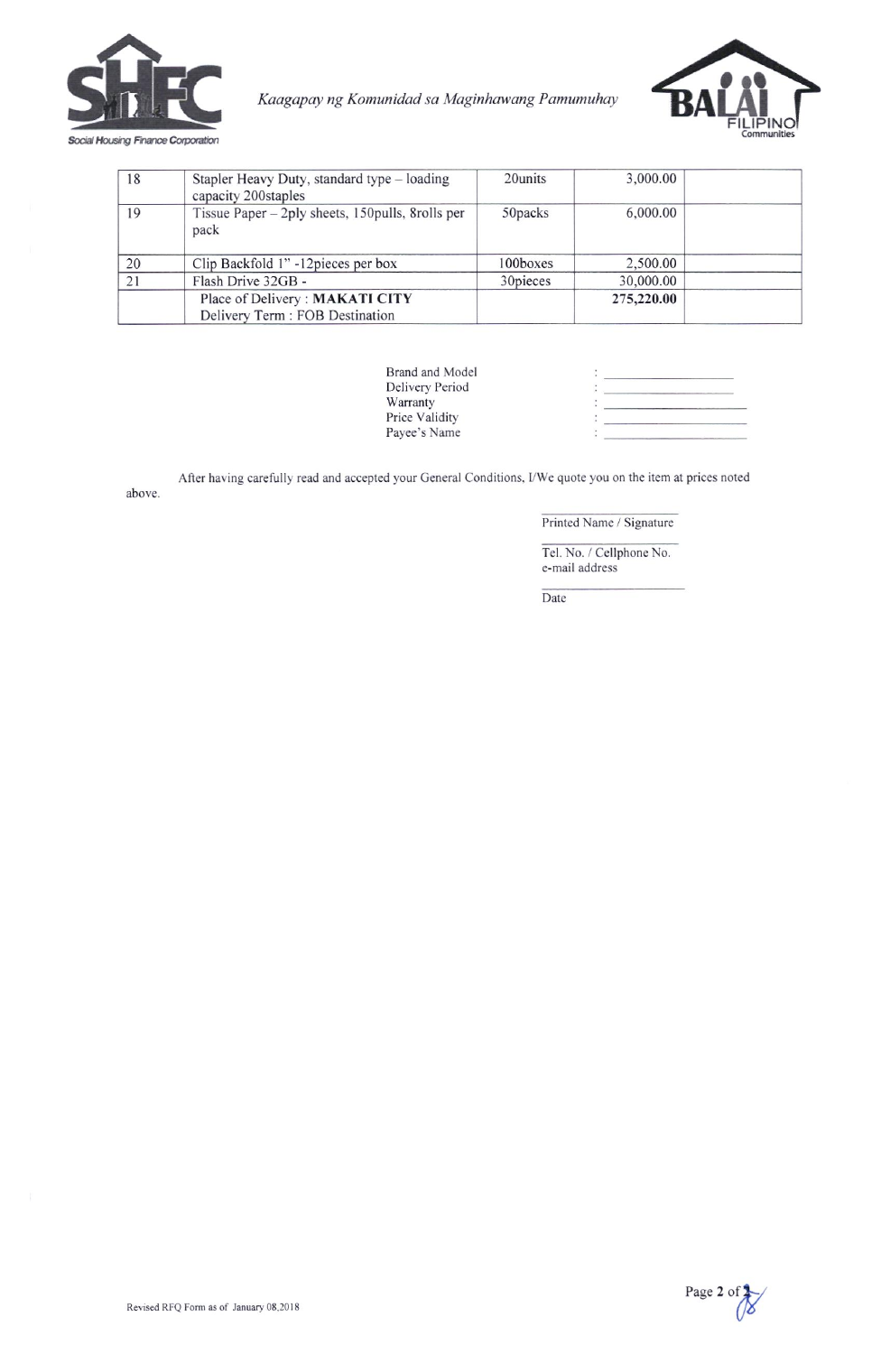| | | | | |
|---|---|---|---|---|
| 18 | Stapler Heavy Duty, standard type – loading capacity 200staples | 20units | 3,000.00 | |
| 19 | Tissue Paper – 2ply sheets, 150pulls, 8rolls per pack | 50packs | 6,000.00 | |
| 20 | Clip Backfold 1" -12pieces per box | 100boxes | 2,500.00 | |
| 21 | Flash Drive 32GB - | 30pieces | 30,000.00 | |
| | Place of Delivery : **MAKATI CITY**<br>Delivery Term : FOB Destination | | **275,220.00** | |

Brand and Model : ____________________

Delivery Period : ____________________

Warranty : ____________________

Price Validity : ____________________

Payee's Name : ____________________

After having carefully read and accepted your General Conditions, I/We quote you on the item at prices noted above.

____________________
Printed Name / Signature

____________________
Tel. No. / Cellphone No.
e-mail address

____________________
Date

Revised RFQ Form as of January 08,2018